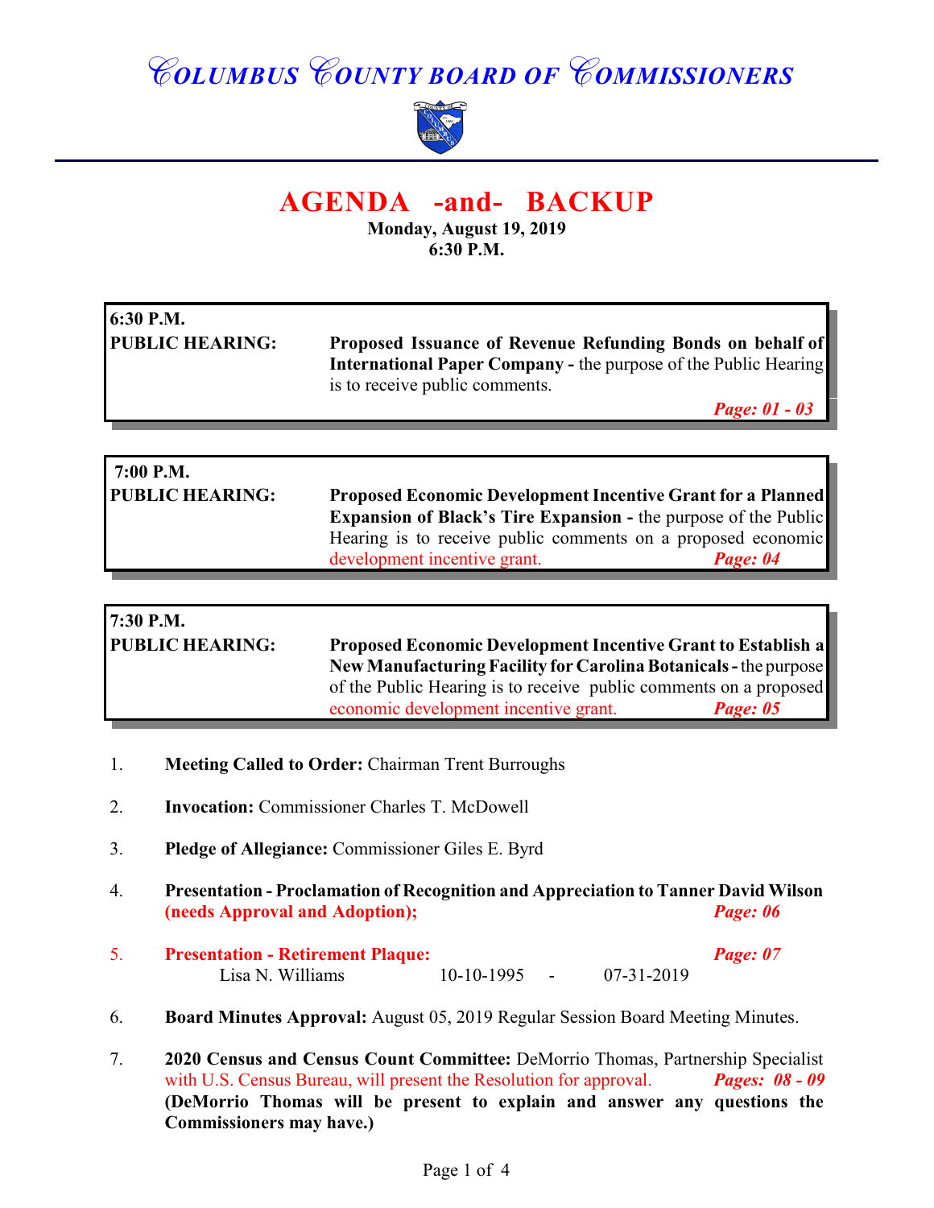# COLUMBUS COUNTY BOARD OF COMMISSIONERS

## AGENDA -and- BACKUP

**Monday, August 19, 2019**
**6:30 P.M.**

| | |
|---|---|
| **6:30 P.M.** | |
| **PUBLIC HEARING:** | **Proposed Issuance of Revenue Refunding Bonds on behalf of International Paper Company -** the purpose of the Public Hearing is to receive public comments. ***Page: 01 - 03*** |

| | |
|---|---|
| **7:00 P.M.** | |
| **PUBLIC HEARING:** | **Proposed Economic Development Incentive Grant for a Planned Expansion of Black's Tire Expansion -** the purpose of the Public Hearing is to receive public comments on a proposed economic development incentive grant. ***Page: 04*** |

| | |
|---|---|
| **7:30 P.M.** | |
| **PUBLIC HEARING:** | **Proposed Economic Development Incentive Grant to Establish a New Manufacturing Facility for Carolina Botanicals -** the purpose of the Public Hearing is to receive public comments on a proposed economic development incentive grant. ***Page: 05*** |

1. **Meeting Called to Order:** Chairman Trent Burroughs

2. **Invocation:** Commissioner Charles T. McDowell

3. **Pledge of Allegiance:** Commissioner Giles E. Byrd

4. **Presentation - Proclamation of Recognition and Appreciation to Tanner David Wilson (needs Approval and Adoption);** ***Page: 06***

5. **Presentation - Retirement Plaque:** ***Page: 07***
   Lisa N. Williams 10-10-1995 - 07-31-2019

6. **Board Minutes Approval:** August 05, 2019 Regular Session Board Meeting Minutes.

7. **2020 Census and Census Count Committee:** DeMorrio Thomas, Partnership Specialist with U.S. Census Bureau, will present the Resolution for approval. ***Pages: 08 - 09***
   **(DeMorrio Thomas will be present to explain and answer any questions the Commissioners may have.)**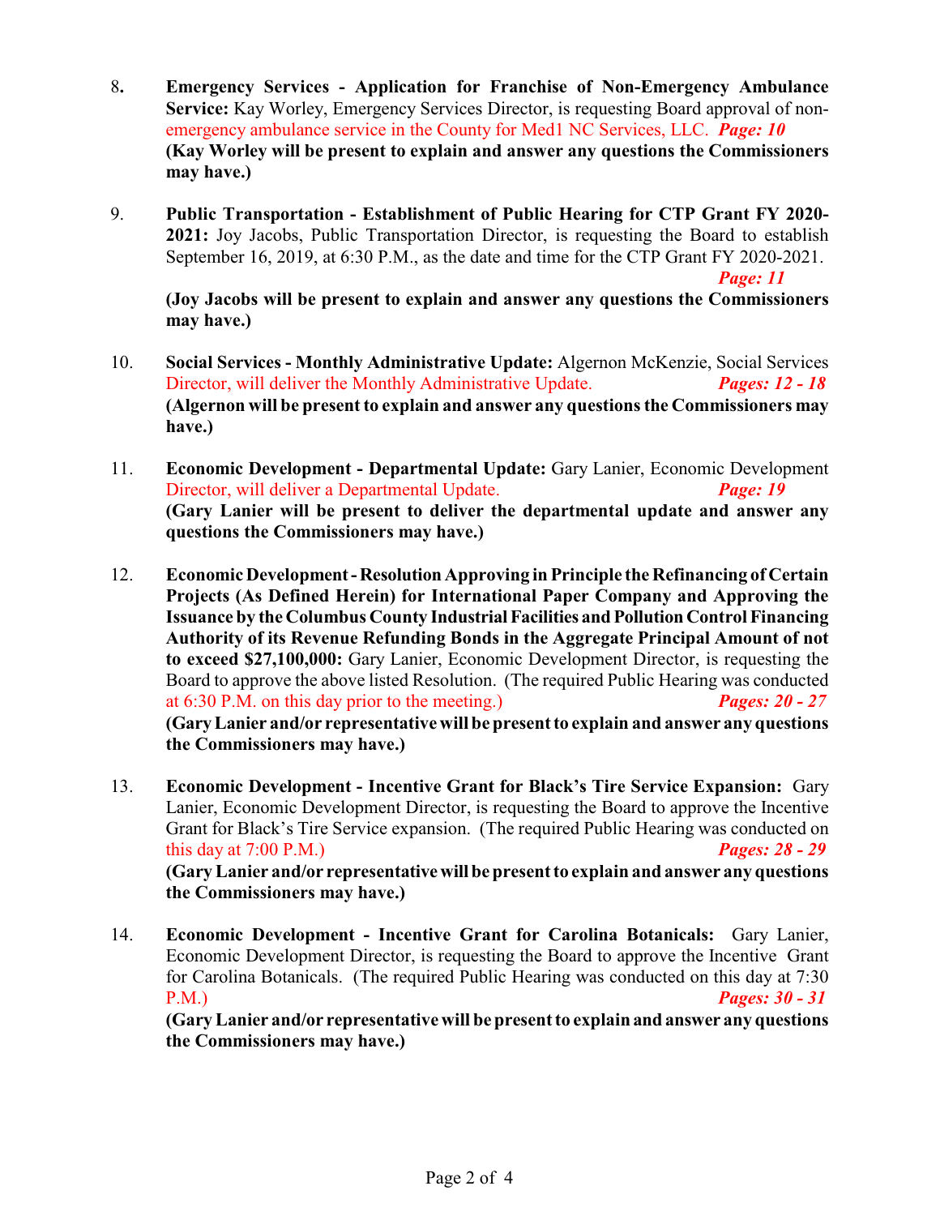8. **Emergency Services - Application for Franchise of Non-Emergency Ambulance Service:** Kay Worley, Emergency Services Director, is requesting Board approval of non-emergency ambulance service in the County for Med1 NC Services, LLC. ***Page: 10***
   **(Kay Worley will be present to explain and answer any questions the Commissioners may have.)**

9. **Public Transportation - Establishment of Public Hearing for CTP Grant FY 2020-2021:** Joy Jacobs, Public Transportation Director, is requesting the Board to establish September 16, 2019, at 6:30 P.M., as the date and time for the CTP Grant FY 2020-2021. ***Page: 11***
   **(Joy Jacobs will be present to explain and answer any questions the Commissioners may have.)**

10. **Social Services - Monthly Administrative Update:** Algernon McKenzie, Social Services Director, will deliver the Monthly Administrative Update. ***Pages: 12 - 18***
    **(Algernon will be present to explain and answer any questions the Commissioners may have.)**

11. **Economic Development - Departmental Update:** Gary Lanier, Economic Development Director, will deliver a Departmental Update. ***Page: 19***
    **(Gary Lanier will be present to deliver the departmental update and answer any questions the Commissioners may have.)**

12. **Economic Development - Resolution Approving in Principle the Refinancing of Certain Projects (As Defined Herein) for International Paper Company and Approving the Issuance by the Columbus County Industrial Facilities and Pollution Control Financing Authority of its Revenue Refunding Bonds in the Aggregate Principal Amount of not to exceed $27,100,000:** Gary Lanier, Economic Development Director, is requesting the Board to approve the above listed Resolution. (The required Public Hearing was conducted at 6:30 P.M. on this day prior to the meeting.) ***Pages: 20 - 27***
    **(Gary Lanier and/or representative will be present to explain and answer any questions the Commissioners may have.)**

13. **Economic Development - Incentive Grant for Black's Tire Service Expansion:** Gary Lanier, Economic Development Director, is requesting the Board to approve the Incentive Grant for Black's Tire Service expansion. (The required Public Hearing was conducted on this day at 7:00 P.M.) ***Pages: 28 - 29***
    **(Gary Lanier and/or representative will be present to explain and answer any questions the Commissioners may have.)**

14. **Economic Development - Incentive Grant for Carolina Botanicals:** Gary Lanier, Economic Development Director, is requesting the Board to approve the Incentive Grant for Carolina Botanicals. (The required Public Hearing was conducted on this day at 7:30 P.M.) ***Pages: 30 - 31***
    **(Gary Lanier and/or representative will be present to explain and answer any questions the Commissioners may have.)**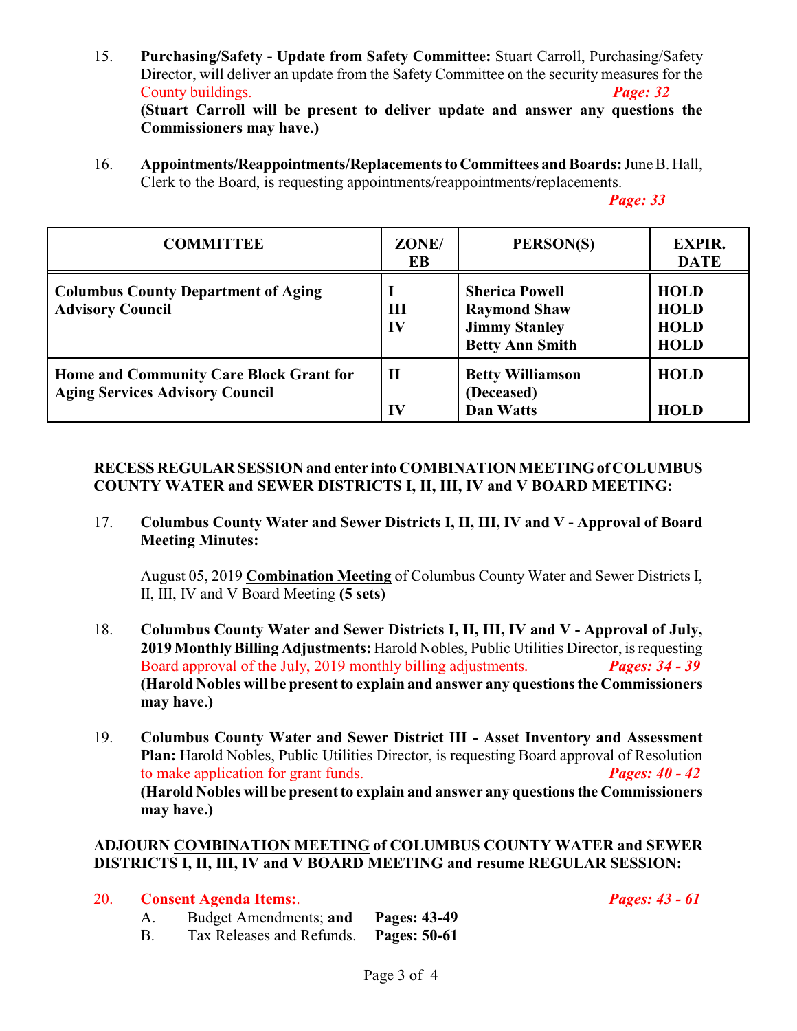15. **Purchasing/Safety - Update from Safety Committee:** Stuart Carroll, Purchasing/Safety Director, will deliver an update from the Safety Committee on the security measures for the County buildings. ***Page: 32***
**(Stuart Carroll will be present to deliver update and answer any questions the Commissioners may have.)**

16. **Appointments/Reappointments/Replacements to Committees and Boards:** June B. Hall, Clerk to the Board, is requesting appointments/reappointments/replacements. ***Page: 33***

| COMMITTEE | ZONE/ EB | PERSON(S) | EXPIR. DATE |
|---|---|---|---|
| **Columbus County Department of Aging Advisory Council** | **I** | **Sherica Powell** | **HOLD** |
| | **III** | **Raymond Shaw** | **HOLD** |
| | **IV** | **Jimmy Stanley** | **HOLD** |
| | | **Betty Ann Smith** | **HOLD** |
| **Home and Community Care Block Grant for Aging Services Advisory Council** | **II** | **Betty Williamson (Deceased)** | **HOLD** |
| | **IV** | **Dan Watts** | **HOLD** |

**RECESS REGULAR SESSION and enter into COMBINATION MEETING of COLUMBUS COUNTY WATER and SEWER DISTRICTS I, II, III, IV and V BOARD MEETING:**

17. **Columbus County Water and Sewer Districts I, II, III, IV and V - Approval of Board Meeting Minutes:**

    August 05, 2019 **Combination Meeting** of Columbus County Water and Sewer Districts I, II, III, IV and V Board Meeting **(5 sets)**

18. **Columbus County Water and Sewer Districts I, II, III, IV and V - Approval of July, 2019 Monthly Billing Adjustments:** Harold Nobles, Public Utilities Director, is requesting Board approval of the July, 2019 monthly billing adjustments. ***Pages: 34 - 39***
**(Harold Nobles will be present to explain and answer any questions the Commissioners may have.)**

19. **Columbus County Water and Sewer District III - Asset Inventory and Assessment Plan:** Harold Nobles, Public Utilities Director, is requesting Board approval of Resolution to make application for grant funds. ***Pages: 40 - 42***
**(Harold Nobles will be present to explain and answer any questions the Commissioners may have.)**

**ADJOURN COMBINATION MEETING of COLUMBUS COUNTY WATER and SEWER DISTRICTS I, II, III, IV and V BOARD MEETING and resume REGULAR SESSION:**

20. **Consent Agenda Items:**. ***Pages: 43 - 61***
    A. Budget Amendments; **and** **Pages: 43-49**
    B. Tax Releases and Refunds. **Pages: 50-61**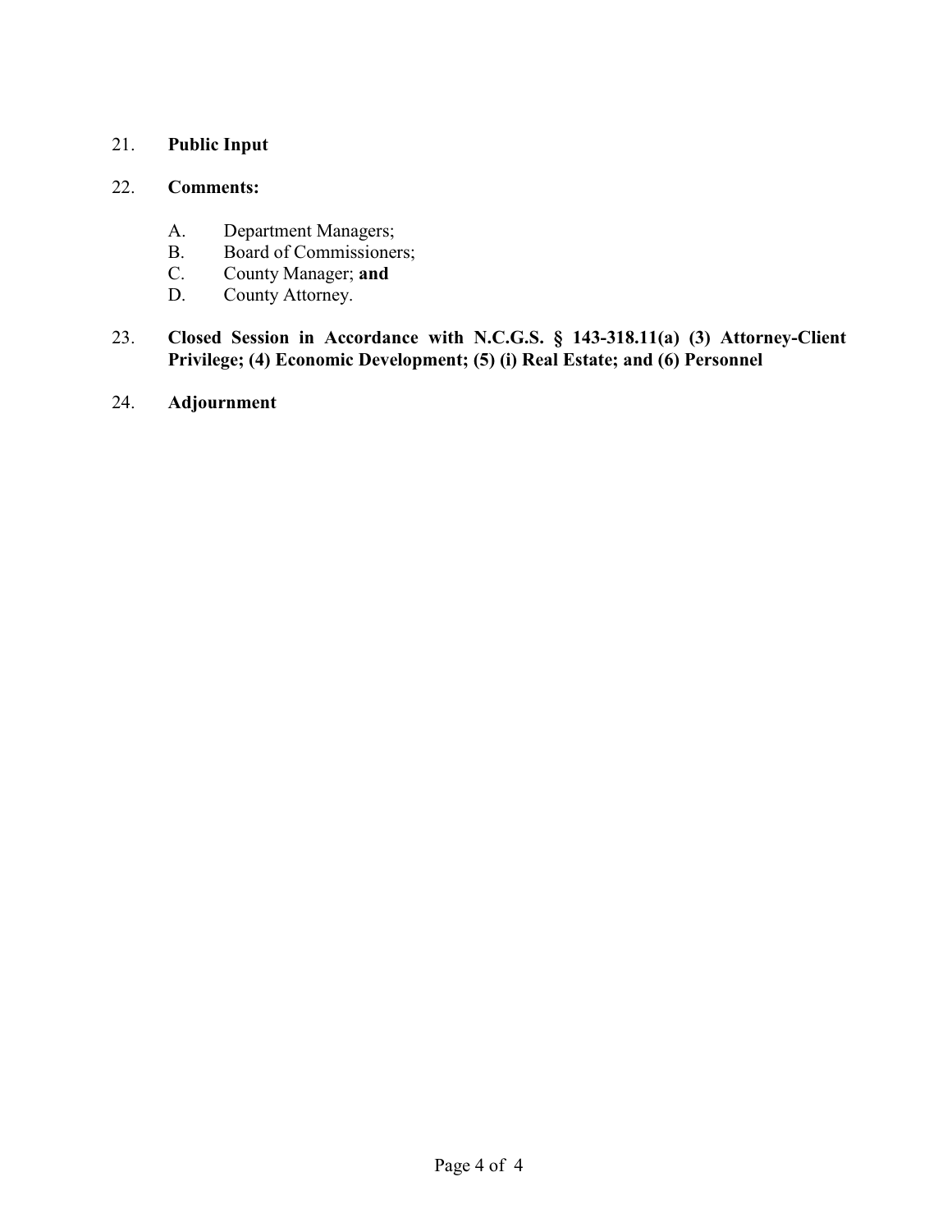21. **Public Input**

22. **Comments:**

    A. Department Managers;
    B. Board of Commissioners;
    C. County Manager; **and**
    D. County Attorney.

23. **Closed Session in Accordance with N.C.G.S. § 143-318.11(a) (3) Attorney-Client Privilege; (4) Economic Development; (5) (i) Real Estate; and (6) Personnel**

24. **Adjournment**